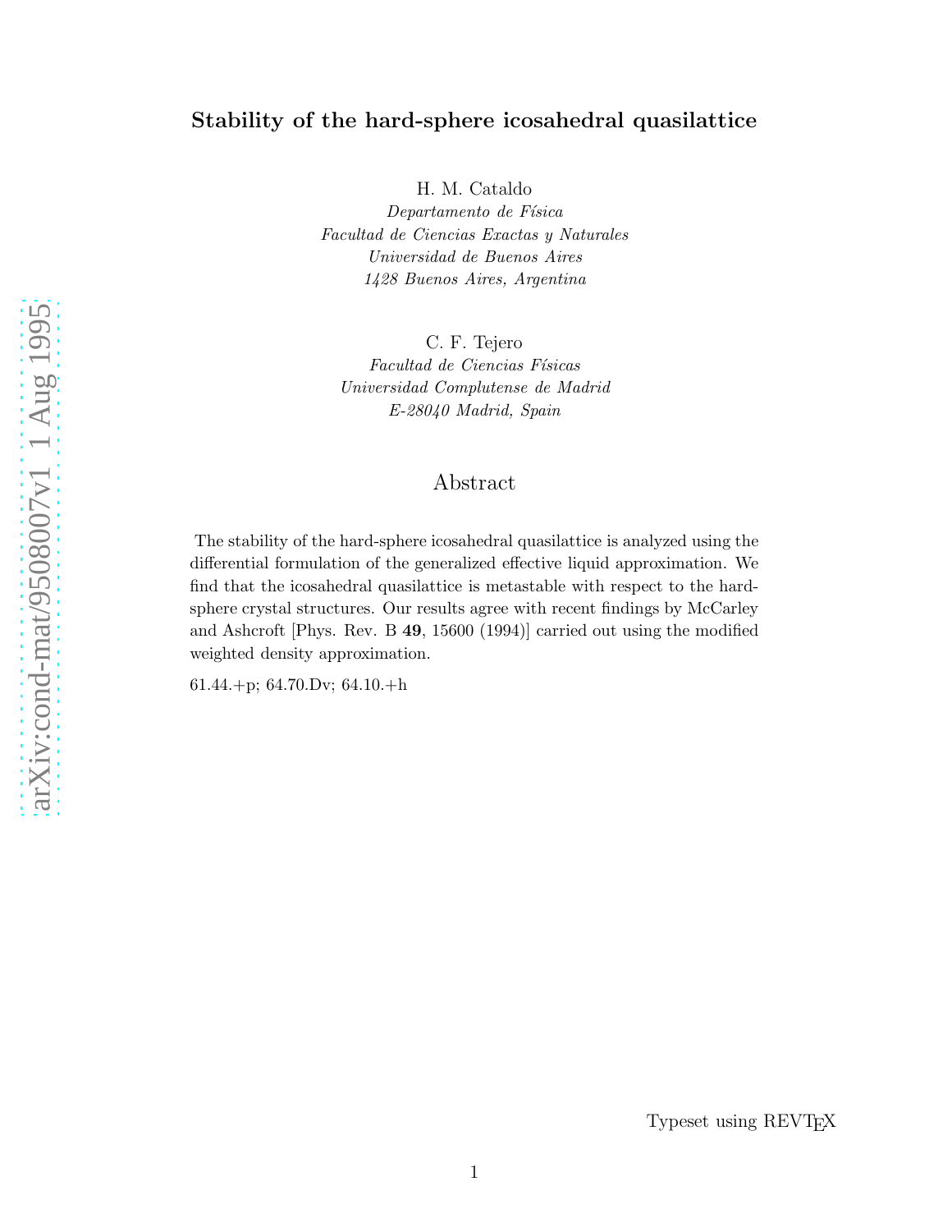# Stability of the hard-sphere icosahedral quasilattice

H. M. Cataldo
*Departamento de Física*
*Facultad de Ciencias Exactas y Naturales*
*Universidad de Buenos Aires*
*1428 Buenos Aires, Argentina*

C. F. Tejero
*Facultad de Ciencias Físicas*
*Universidad Complutense de Madrid*
*E-28040 Madrid, Spain*

## Abstract

The stability of the hard-sphere icosahedral quasilattice is analyzed using the differential formulation of the generalized effective liquid approximation. We find that the icosahedral quasilattice is metastable with respect to the hard-sphere crystal structures. Our results agree with recent findings by McCarley and Ashcroft [Phys. Rev. B **49**, 15600 (1994)] carried out using the modified weighted density approximation.

61.44.+p; 64.70.Dv; 64.10.+h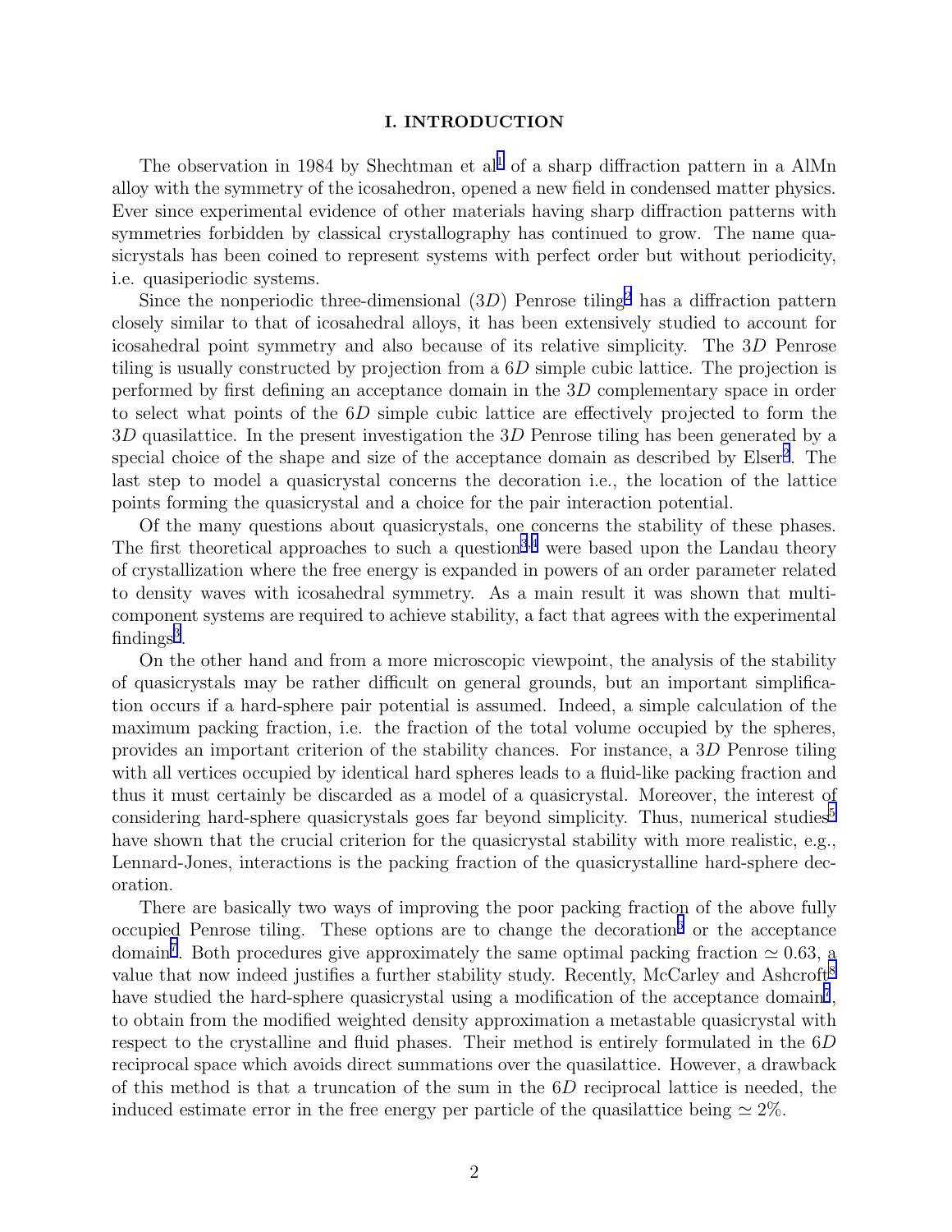## I. INTRODUCTION

The observation in 1984 by Shechtman et al[1] of a sharp diffraction pattern in a AlMn alloy with the symmetry of the icosahedron, opened a new field in condensed matter physics. Ever since experimental evidence of other materials having sharp diffraction patterns with symmetries forbidden by classical crystallography has continued to grow. The name quasicrystals has been coined to represent systems with perfect order but without periodicity, i.e. quasiperiodic systems.

Since the nonperiodic three-dimensional ($3D$) Penrose tiling[2] has a diffraction pattern closely similar to that of icosahedral alloys, it has been extensively studied to account for icosahedral point symmetry and also because of its relative simplicity. The $3D$ Penrose tiling is usually constructed by projection from a $6D$ simple cubic lattice. The projection is performed by first defining an acceptance domain in the $3D$ complementary space in order to select what points of the $6D$ simple cubic lattice are effectively projected to form the $3D$ quasilattice. In the present investigation the $3D$ Penrose tiling has been generated by a special choice of the shape and size of the acceptance domain as described by Elser[2]. The last step to model a quasicrystal concerns the decoration i.e., the location of the lattice points forming the quasicrystal and a choice for the pair interaction potential.

Of the many questions about quasicrystals, one concerns the stability of these phases. The first theoretical approaches to such a question[3,4] were based upon the Landau theory of crystallization where the free energy is expanded in powers of an order parameter related to density waves with icosahedral symmetry. As a main result it was shown that multi-component systems are required to achieve stability, a fact that agrees with the experimental findings[3].

On the other hand and from a more microscopic viewpoint, the analysis of the stability of quasicrystals may be rather difficult on general grounds, but an important simplification occurs if a hard-sphere pair potential is assumed. Indeed, a simple calculation of the maximum packing fraction, i.e. the fraction of the total volume occupied by the spheres, provides an important criterion of the stability chances. For instance, a $3D$ Penrose tiling with all vertices occupied by identical hard spheres leads to a fluid-like packing fraction and thus it must certainly be discarded as a model of a quasicrystal. Moreover, the interest of considering hard-sphere quasicrystals goes far beyond simplicity. Thus, numerical studies[5] have shown that the crucial criterion for the quasicrystal stability with more realistic, e.g., Lennard-Jones, interactions is the packing fraction of the quasicrystalline hard-sphere decoration.

There are basically two ways of improving the poor packing fraction of the above fully occupied Penrose tiling. These options are to change the decoration[6] or the acceptance domain[7]. Both procedures give approximately the same optimal packing fraction $\simeq 0.63$, a value that now indeed justifies a further stability study. Recently, McCarley and Ashcroft[8] have studied the hard-sphere quasicrystal using a modification of the acceptance domain[7], to obtain from the modified weighted density approximation a metastable quasicrystal with respect to the crystalline and fluid phases. Their method is entirely formulated in the $6D$ reciprocal space which avoids direct summations over the quasilattice. However, a drawback of this method is that a truncation of the sum in the $6D$ reciprocal lattice is needed, the induced estimate error in the free energy per particle of the quasilattice being $\simeq 2\%$.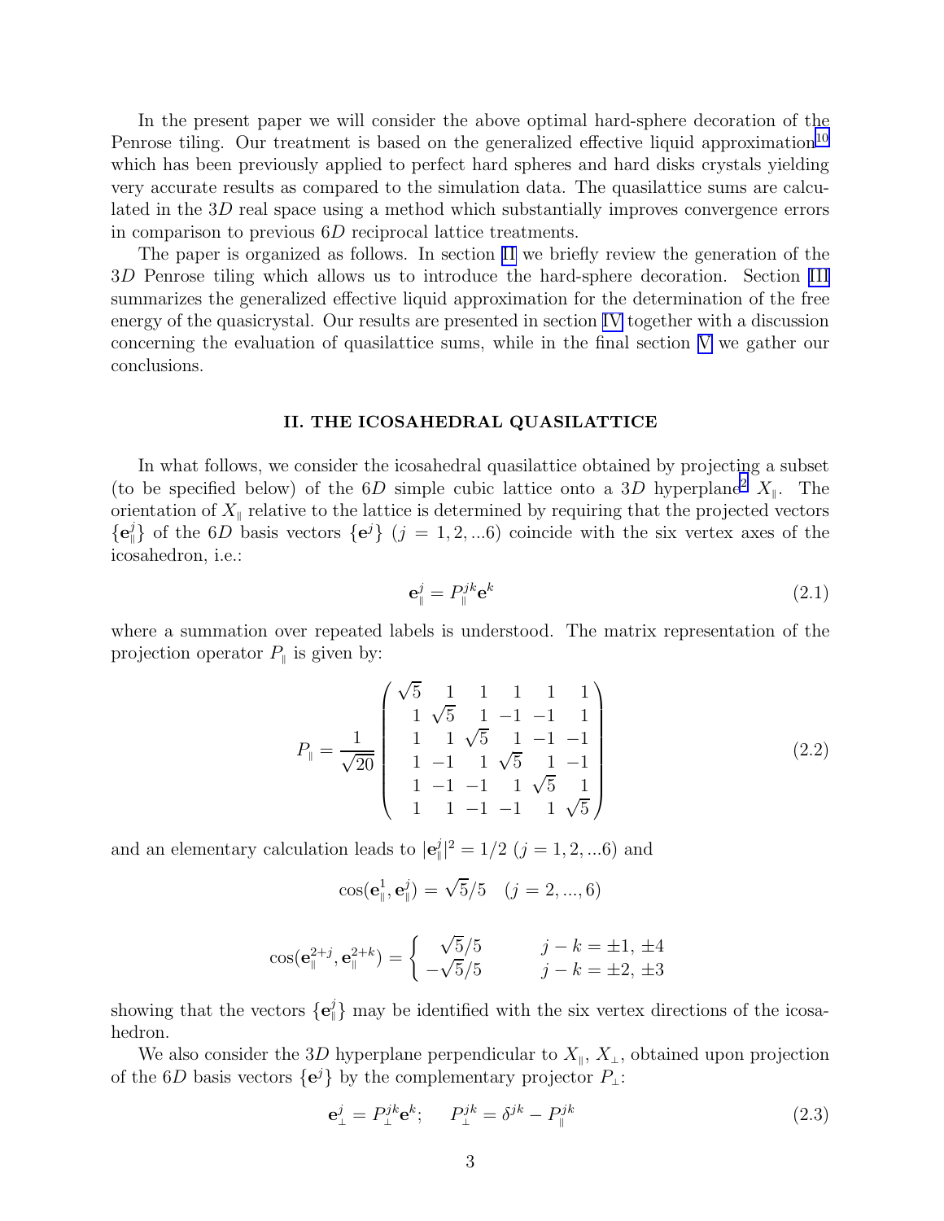In the present paper we will consider the above optimal hard-sphere decoration of the Penrose tiling. Our treatment is based on the generalized effective liquid approximation[10] which has been previously applied to perfect hard spheres and hard disks crystals yielding very accurate results as compared to the simulation data. The quasilattice sums are calculated in the $3D$ real space using a method which substantially improves convergence errors in comparison to previous $6D$ reciprocal lattice treatments.

The paper is organized as follows. In section II we briefly review the generation of the $3D$ Penrose tiling which allows us to introduce the hard-sphere decoration. Section III summarizes the generalized effective liquid approximation for the determination of the free energy of the quasicrystal. Our results are presented in section IV together with a discussion concerning the evaluation of quasilattice sums, while in the final section V we gather our conclusions.

## II. THE ICOSAHEDRAL QUASILATTICE

In what follows, we consider the icosahedral quasilattice obtained by projecting a subset (to be specified below) of the $6D$ simple cubic lattice onto a $3D$ hyperplane[2] $X_{\parallel}$. The orientation of $X_{\parallel}$ relative to the lattice is determined by requiring that the projected vectors $\{\mathbf{e}_{\parallel}^{j}\}$ of the $6D$ basis vectors $\{\mathbf{e}^{j}\}$ ($j = 1, 2, ...6$) coincide with the six vertex axes of the icosahedron, i.e.:

$$\mathbf{e}_{\parallel}^{j} = P_{\parallel}^{jk}\mathbf{e}^{k} \tag{2.1}$$

where a summation over repeated labels is understood. The matrix representation of the projection operator $P_{\parallel}$ is given by:

$$P_{\parallel} = \frac{1}{\sqrt{20}} \begin{pmatrix} \sqrt{5} & 1 & 1 & 1 & 1 & 1 \\ 1 & \sqrt{5} & 1 & -1 & -1 & 1 \\ 1 & 1 & \sqrt{5} & 1 & -1 & -1 \\ 1 & -1 & 1 & \sqrt{5} & 1 & -1 \\ 1 & -1 & -1 & 1 & \sqrt{5} & 1 \\ 1 & 1 & -1 & -1 & 1 & \sqrt{5} \end{pmatrix} \tag{2.2}$$

and an elementary calculation leads to $|\mathbf{e}_{\parallel}^{j}|^2 = 1/2$ ($j = 1, 2, ...6$) and

$$\cos(\mathbf{e}_{\parallel}^{1}, \mathbf{e}_{\parallel}^{j}) = \sqrt{5}/5 \quad (j = 2, ..., 6)$$

$$\cos(\mathbf{e}_{\parallel}^{2+j}, \mathbf{e}_{\parallel}^{2+k}) = \begin{cases} \sqrt{5}/5 & \quad j - k = \pm 1, \pm 4 \\ -\sqrt{5}/5 & \quad j - k = \pm 2, \pm 3 \end{cases}$$

showing that the vectors $\{\mathbf{e}_{\parallel}^{j}\}$ may be identified with the six vertex directions of the icosahedron.

We also consider the $3D$ hyperplane perpendicular to $X_{\parallel}$, $X_{\perp}$, obtained upon projection of the $6D$ basis vectors $\{\mathbf{e}^{j}\}$ by the complementary projector $P_{\perp}$:

$$\mathbf{e}_{\perp}^{j} = P_{\perp}^{jk}\mathbf{e}^{k}; \qquad P_{\perp}^{jk} = \delta^{jk} - P_{\parallel}^{jk} \tag{2.3}$$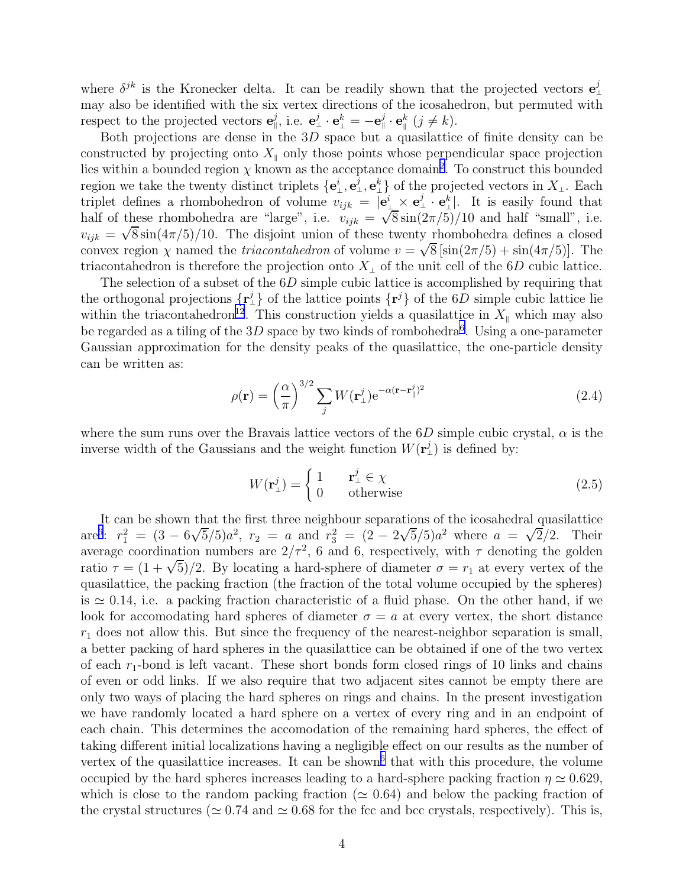where $\delta^{jk}$ is the Kronecker delta. It can be readily shown that the projected vectors $\mathbf{e}_{\perp}^{j}$ may also be identified with the six vertex directions of the icosahedron, but permuted with respect to the projected vectors $\mathbf{e}_{\parallel}^{j}$, i.e. $\mathbf{e}_{\perp}^{j} \cdot \mathbf{e}_{\perp}^{k} = -\mathbf{e}_{\parallel}^{j} \cdot \mathbf{e}_{\parallel}^{k}$ $(j \neq k)$.

Both projections are dense in the $3D$ space but a quasilattice of finite density can be constructed by projecting onto $X_{\parallel}$ only those points whose perpendicular space projection lies within a bounded region $\chi$ known as the acceptance domain[2]. To construct this bounded region we take the twenty distinct triplets $\{\mathbf{e}_{\perp}^{i}, \mathbf{e}_{\perp}^{j}, \mathbf{e}_{\perp}^{k}\}$ of the projected vectors in $X_{\perp}$. Each triplet defines a rhombohedron of volume $v_{ijk} = |\mathbf{e}_{\perp}^{i} \times \mathbf{e}_{\perp}^{j} \cdot \mathbf{e}_{\perp}^{k}|$. It is easily found that half of these rhombohedra are "large", i.e. $v_{ijk} = \sqrt{8}\sin(2\pi/5)/10$ and half "small", i.e. $v_{ijk} = \sqrt{8}\sin(4\pi/5)/10$. The disjoint union of these twenty rhombohedra defines a closed convex region $\chi$ named the *triacontahedron* of volume $v = \sqrt{8}\,[\sin(2\pi/5) + \sin(4\pi/5)]$. The triacontahedron is therefore the projection onto $X_{\perp}$ of the unit cell of the $6D$ cubic lattice.

The selection of a subset of the $6D$ simple cubic lattice is accomplished by requiring that the orthogonal projections $\{\mathbf{r}_{\perp}^{j}\}$ of the lattice points $\{\mathbf{r}^{j}\}$ of the $6D$ simple cubic lattice lie within the triacontahedron[12]. This construction yields a quasilattice in $X_{\parallel}$ which may also be regarded as a tiling of the $3D$ space by two kinds of rombohedra[6]. Using a one-parameter Gaussian approximation for the density peaks of the quasilattice, the one-particle density can be written as:

$$\rho(\mathbf{r}) = \left(\frac{\alpha}{\pi}\right)^{3/2} \sum_{j} W(\mathbf{r}_{\perp}^{j}) \mathrm{e}^{-\alpha(\mathbf{r}-\mathbf{r}_{\parallel}^{j})^2} \tag{2.4}$$

where the sum runs over the Bravais lattice vectors of the $6D$ simple cubic crystal, $\alpha$ is the inverse width of the Gaussians and the weight function $W(\mathbf{r}_{\perp}^{j})$ is defined by:

$$W(\mathbf{r}_{\perp}^{j}) = \begin{cases} 1 & \mathbf{r}_{\perp}^{j} \in \chi \\ 0 & \text{otherwise} \end{cases} \tag{2.5}$$

It can be shown that the first three neighbour separations of the icosahedral quasilattice are[3]: $r_1^2 = (3 - 6\sqrt{5}/5)a^2$, $r_2 = a$ and $r_3^2 = (2 - 2\sqrt{5}/5)a^2$ where $a = \sqrt{2}/2$. Their average coordination numbers are $2/\tau^2$, 6 and 6, respectively, with $\tau$ denoting the golden ratio $\tau = (1+\sqrt{5})/2$. By locating a hard-sphere of diameter $\sigma = r_1$ at every vertex of the quasilattice, the packing fraction (the fraction of the total volume occupied by the spheres) is $\simeq 0.14$, i.e. a packing fraction characteristic of a fluid phase. On the other hand, if we look for accomodating hard spheres of diameter $\sigma = a$ at every vertex, the short distance $r_1$ does not allow this. But since the frequency of the nearest-neighbor separation is small, a better packing of hard spheres in the quasilattice can be obtained if one of the two vertex of each $r_1$-bond is left vacant. These short bonds form closed rings of 10 links and chains of even or odd links. If we also require that two adjacent sites cannot be empty there are only two ways of placing the hard spheres on rings and chains. In the present investigation we have randomly located a hard sphere on a vertex of every ring and in an endpoint of each chain. This determines the accomodation of the remaining hard spheres, the effect of taking different initial localizations having a negligible effect on our results as the number of vertex of the quasilattice increases. It can be shown[5] that with this procedure, the volume occupied by the hard spheres increases leading to a hard-sphere packing fraction $\eta \simeq 0.629$, which is close to the random packing fraction ($\simeq 0.64$) and below the packing fraction of the crystal structures ($\simeq 0.74$ and $\simeq 0.68$ for the fcc and bcc crystals, respectively). This is,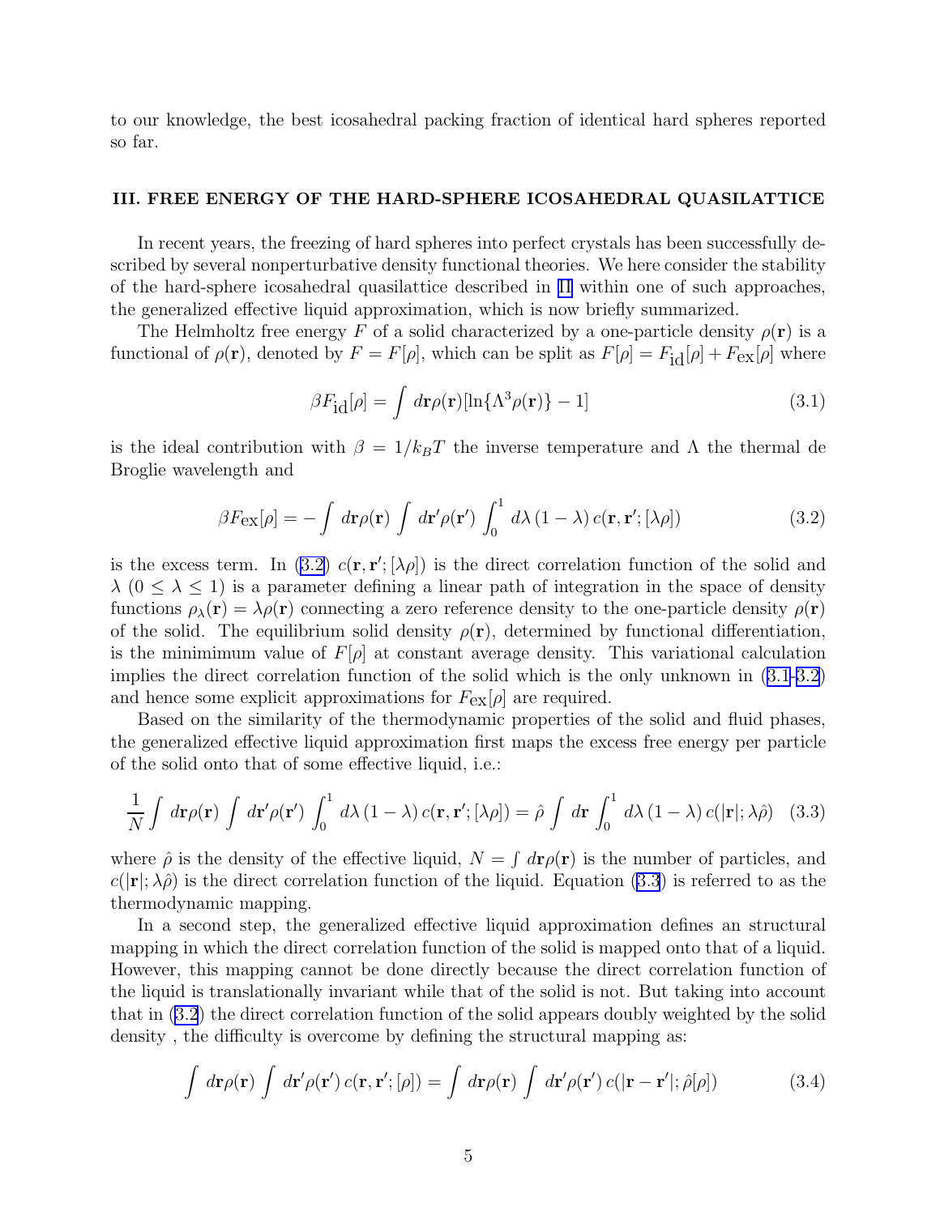to our knowledge, the best icosahedral packing fraction of identical hard spheres reported so far.

### III. FREE ENERGY OF THE HARD-SPHERE ICOSAHEDRAL QUASILATTICE

In recent years, the freezing of hard spheres into perfect crystals has been successfully described by several nonperturbative density functional theories. We here consider the stability of the hard-sphere icosahedral quasilattice described in II within one of such approaches, the generalized effective liquid approximation, which is now briefly summarized.

The Helmholtz free energy $F$ of a solid characterized by a one-particle density $\rho(\mathbf{r})$ is a functional of $\rho(\mathbf{r})$, denoted by $F = F[\rho]$, which can be split as $F[\rho] = F_{\text{id}}[\rho] + F_{\text{ex}}[\rho]$ where

$$\beta F_{\text{id}}[\rho] = \int d\mathbf{r}\rho(\mathbf{r})[\ln\{\Lambda^3\rho(\mathbf{r})\} - 1] \tag{3.1}$$

is the ideal contribution with $\beta = 1/k_BT$ the inverse temperature and $\Lambda$ the thermal de Broglie wavelength and

$$\beta F_{\text{ex}}[\rho] = -\int d\mathbf{r}\rho(\mathbf{r}) \int d\mathbf{r}'\rho(\mathbf{r}') \int_0^1 d\lambda\,(1-\lambda)\,c(\mathbf{r},\mathbf{r}';[\lambda\rho]) \tag{3.2}$$

is the excess term. In (3.2) $c(\mathbf{r},\mathbf{r}';[\lambda\rho])$ is the direct correlation function of the solid and $\lambda$ ($0 \leq \lambda \leq 1$) is a parameter defining a linear path of integration in the space of density functions $\rho_\lambda(\mathbf{r}) = \lambda\rho(\mathbf{r})$ connecting a zero reference density to the one-particle density $\rho(\mathbf{r})$ of the solid. The equilibrium solid density $\rho(\mathbf{r})$, determined by functional differentiation, is the miniminum value of $F[\rho]$ at constant average density. This variational calculation implies the direct correlation function of the solid which is the only unknown in (3.1-3.2) and hence some explicit approximations for $F_{\text{ex}}[\rho]$ are required.

Based on the similarity of the thermodynamic properties of the solid and fluid phases, the generalized effective liquid approximation first maps the excess free energy per particle of the solid onto that of some effective liquid, i.e.:

$$\frac{1}{N}\int d\mathbf{r}\rho(\mathbf{r}) \int d\mathbf{r}'\rho(\mathbf{r}') \int_0^1 d\lambda\,(1-\lambda)\,c(\mathbf{r},\mathbf{r}';[\lambda\rho]) = \hat{\rho}\int d\mathbf{r}\int_0^1 d\lambda\,(1-\lambda)\,c(|\mathbf{r}|;\lambda\hat{\rho}) \tag{3.3}$$

where $\hat{\rho}$ is the density of the effective liquid, $N = \int d\mathbf{r}\rho(\mathbf{r})$ is the number of particles, and $c(|\mathbf{r}|;\lambda\hat{\rho})$ is the direct correlation function of the liquid. Equation (3.3) is referred to as the thermodynamic mapping.

In a second step, the generalized effective liquid approximation defines an structural mapping in which the direct correlation function of the solid is mapped onto that of a liquid. However, this mapping cannot be done directly because the direct correlation function of the liquid is translationally invariant while that of the solid is not. But taking into account that in (3.2) the direct correlation function of the solid appears doubly weighted by the solid density , the difficulty is overcome by defining the structural mapping as:

$$\int d\mathbf{r}\rho(\mathbf{r}) \int d\mathbf{r}'\rho(\mathbf{r}')\,c(\mathbf{r},\mathbf{r}';[\rho]) = \int d\mathbf{r}\rho(\mathbf{r}) \int d\mathbf{r}'\rho(\mathbf{r}')\,c(|\mathbf{r}-\mathbf{r}'|;\hat{\rho}[\rho]) \tag{3.4}$$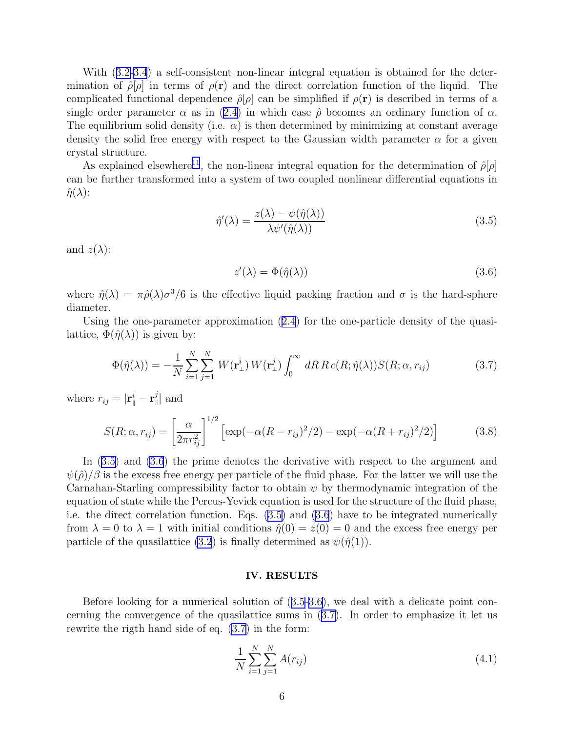With (3.2-3.4) a self-consistent non-linear integral equation is obtained for the determination of $\hat{\rho}[\rho]$ in terms of $\rho(\mathbf{r})$ and the direct correlation function of the liquid. The complicated functional dependence $\hat{\rho}[\rho]$ can be simplified if $\rho(\mathbf{r})$ is described in terms of a single order parameter $\alpha$ as in (2.4) in which case $\hat{\rho}$ becomes an ordinary function of $\alpha$. The equilibrium solid density (i.e. $\alpha$) is then determined by minimizing at constant average density the solid free energy with respect to the Gaussian width parameter $\alpha$ for a given crystal structure.

As explained elsewhere[11], the non-linear integral equation for the determination of $\hat{\rho}[\rho]$ can be further transformed into a system of two coupled nonlinear differential equations in $\hat{\eta}(\lambda)$:

$$\hat{\eta}'(\lambda) = \frac{z(\lambda) - \psi(\hat{\eta}(\lambda))}{\lambda \psi'(\hat{\eta}(\lambda))} \tag{3.5}$$

and $z(\lambda)$:

$$z'(\lambda) = \Phi(\hat{\eta}(\lambda)) \tag{3.6}$$

where $\hat{\eta}(\lambda) = \pi\hat{\rho}(\lambda)\sigma^3/6$ is the effective liquid packing fraction and $\sigma$ is the hard-sphere diameter.

Using the one-parameter approximation (2.4) for the one-particle density of the quasilattice, $\Phi(\hat{\eta}(\lambda))$ is given by:

$$\Phi(\hat{\eta}(\lambda)) = -\frac{1}{N}\sum_{i=1}^{N}\sum_{j=1}^{N} W(\mathbf{r}_{\perp}^{i})\, W(\mathbf{r}_{\perp}^{j}) \int_0^\infty dR\, R\, c(R;\hat{\eta}(\lambda)) S(R;\alpha, r_{ij}) \tag{3.7}$$

where $r_{ij} = |\mathbf{r}_{\parallel}^{i} - \mathbf{r}_{\parallel}^{j}|$ and

$$S(R;\alpha,r_{ij}) = \left[\frac{\alpha}{2\pi r_{ij}^2}\right]^{1/2} \left[\exp(-\alpha(R-r_{ij})^2/2) - \exp(-\alpha(R+r_{ij})^2/2)\right] \tag{3.8}$$

In (3.5) and (3.6) the prime denotes the derivative with respect to the argument and $\psi(\hat{\rho})/\beta$ is the excess free energy per particle of the fluid phase. For the latter we will use the Carnahan-Starling compressibility factor to obtain $\psi$ by thermodynamic integration of the equation of state while the Percus-Yevick equation is used for the structure of the fluid phase, i.e. the direct correlation function. Eqs. (3.5) and (3.6) have to be integrated numerically from $\lambda = 0$ to $\lambda = 1$ with initial conditions $\hat{\eta}(0) = z(0) = 0$ and the excess free energy per particle of the quasilattice (3.2) is finally determined as $\psi(\hat{\eta}(1))$.

## IV. RESULTS

Before looking for a numerical solution of (3.5-3.6), we deal with a delicate point concerning the convergence of the quasilattice sums in (3.7). In order to emphasize it let us rewrite the rigth hand side of eq. (3.7) in the form:

$$\frac{1}{N}\sum_{i=1}^{N}\sum_{j=1}^{N} A(r_{ij}) \tag{4.1}$$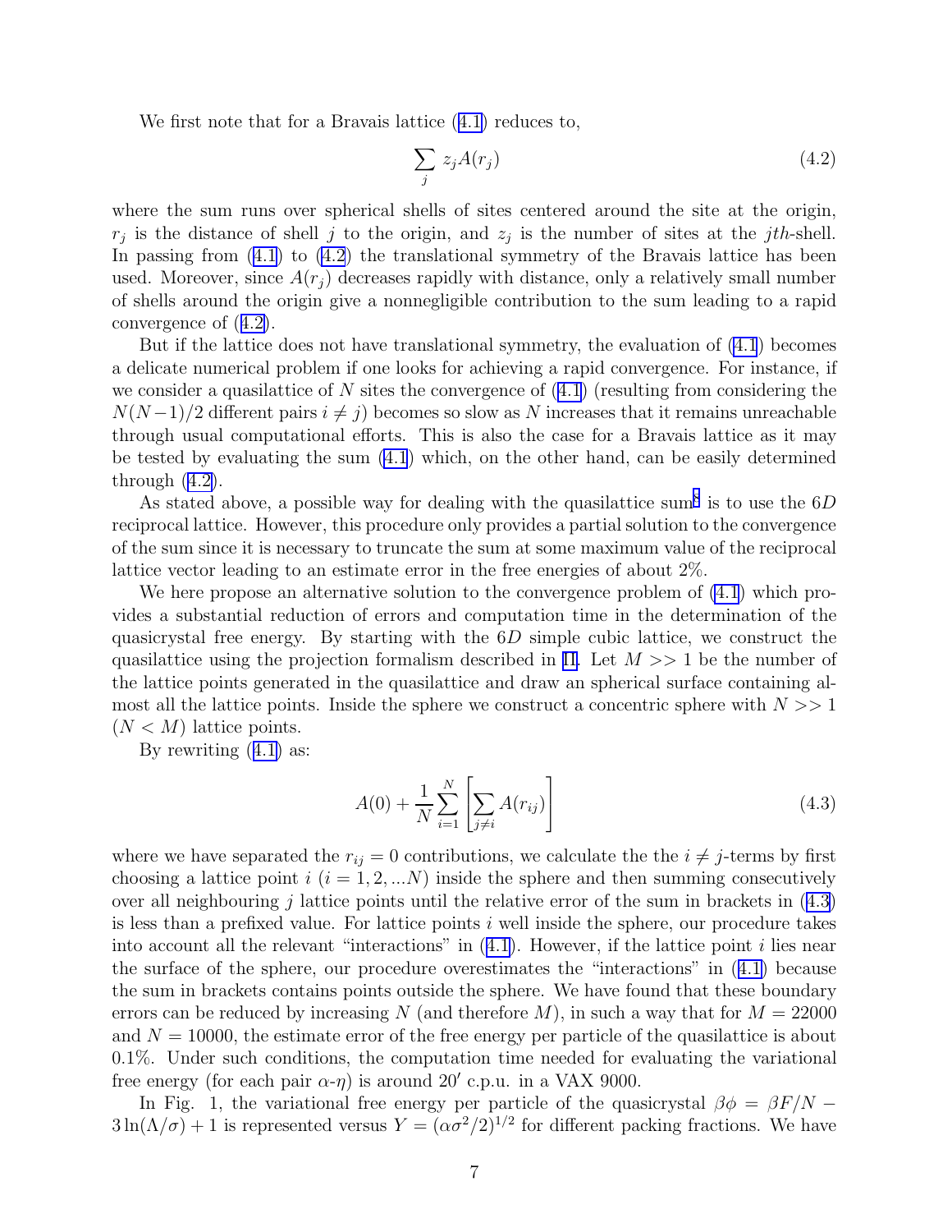We first note that for a Bravais lattice (4.1) reduces to,

$$\sum_j z_j A(r_j) \tag{4.2}$$

where the sum runs over spherical shells of sites centered around the site at the origin, $r_j$ is the distance of shell $j$ to the origin, and $z_j$ is the number of sites at the $jth$-shell. In passing from (4.1) to (4.2) the translational symmetry of the Bravais lattice has been used. Moreover, since $A(r_j)$ decreases rapidly with distance, only a relatively small number of shells around the origin give a nonnegligible contribution to the sum leading to a rapid convergence of (4.2).

But if the lattice does not have translational symmetry, the evaluation of (4.1) becomes a delicate numerical problem if one looks for achieving a rapid convergence. For instance, if we consider a quasilattice of $N$ sites the convergence of (4.1) (resulting from considering the $N(N-1)/2$ different pairs $i \neq j$) becomes so slow as $N$ increases that it remains unreachable through usual computational efforts. This is also the case for a Bravais lattice as it may be tested by evaluating the sum (4.1) which, on the other hand, can be easily determined through (4.2).

As stated above, a possible way for dealing with the quasilattice sum[8] is to use the $6D$ reciprocal lattice. However, this procedure only provides a partial solution to the convergence of the sum since it is necessary to truncate the sum at some maximum value of the reciprocal lattice vector leading to an estimate error in the free energies of about 2%.

We here propose an alternative solution to the convergence problem of (4.1) which provides a substantial reduction of errors and computation time in the determination of the quasicrystal free energy. By starting with the $6D$ simple cubic lattice, we construct the quasilattice using the projection formalism described in II. Let $M >> 1$ be the number of the lattice points generated in the quasilattice and draw an spherical surface containing almost all the lattice points. Inside the sphere we construct a concentric sphere with $N >> 1$ ($N < M$) lattice points.

By rewriting (4.1) as:

$$A(0) + \frac{1}{N}\sum_{i=1}^{N}\left[\sum_{j\neq i} A(r_{ij})\right] \tag{4.3}$$

where we have separated the $r_{ij} = 0$ contributions, we calculate the the $i \neq j$-terms by first choosing a lattice point $i$ ($i = 1, 2, ...N$) inside the sphere and then summing consecutively over all neighbouring $j$ lattice points until the relative error of the sum in brackets in (4.3) is less than a prefixed value. For lattice points $i$ well inside the sphere, our procedure takes into account all the relevant "interactions" in (4.1). However, if the lattice point $i$ lies near the surface of the sphere, our procedure overestimates the "interactions" in (4.1) because the sum in brackets contains points outside the sphere. We have found that these boundary errors can be reduced by increasing $N$ (and therefore $M$), in such a way that for $M = 22000$ and $N = 10000$, the estimate error of the free energy per particle of the quasilattice is about 0.1%. Under such conditions, the computation time needed for evaluating the variational free energy (for each pair $\alpha$-$\eta$) is around $20'$ c.p.u. in a VAX 9000.

In Fig. 1, the variational free energy per particle of the quasicrystal $\beta\phi = \beta F/N - 3\ln(\Lambda/\sigma) + 1$ is represented versus $Y = (\alpha\sigma^2/2)^{1/2}$ for different packing fractions. We have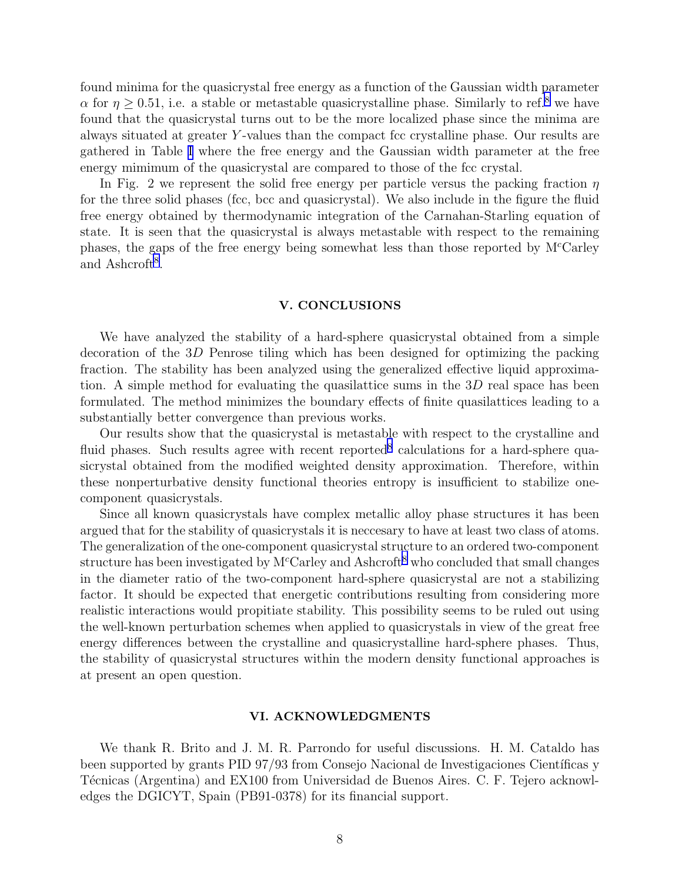found minima for the quasicrystal free energy as a function of the Gaussian width parameter $\alpha$ for $\eta \geq 0.51$, i.e. a stable or metastable quasicrystalline phase. Similarly to ref.[8] we have found that the quasicrystal turns out to be the more localized phase since the minima are always situated at greater $Y$-values than the compact fcc crystalline phase. Our results are gathered in Table I where the free energy and the Gaussian width parameter at the free energy mimimum of the quasicrystal are compared to those of the fcc crystal.

In Fig. 2 we represent the solid free energy per particle versus the packing fraction $\eta$ for the three solid phases (fcc, bcc and quasicrystal). We also include in the figure the fluid free energy obtained by thermodynamic integration of the Carnahan-Starling equation of state. It is seen that the quasicrystal is always metastable with respect to the remaining phases, the gaps of the free energy being somewhat less than those reported by M$^c$Carley and Ashcroft[8].

## V. CONCLUSIONS

We have analyzed the stability of a hard-sphere quasicrystal obtained from a simple decoration of the $3D$ Penrose tiling which has been designed for optimizing the packing fraction. The stability has been analyzed using the generalized effective liquid approximation. A simple method for evaluating the quasilattice sums in the $3D$ real space has been formulated. The method minimizes the boundary effects of finite quasilattices leading to a substantially better convergence than previous works.

Our results show that the quasicrystal is metastable with respect to the crystalline and fluid phases. Such results agree with recent reported[8] calculations for a hard-sphere quasicrystal obtained from the modified weighted density approximation. Therefore, within these nonperturbative density functional theories entropy is insufficient to stabilize one-component quasicrystals.

Since all known quasicrystals have complex metallic alloy phase structures it has been argued that for the stability of quasicrystals it is neccesary to have at least two class of atoms. The generalization of the one-component quasicrystal structure to an ordered two-component structure has been investigated by M$^c$Carley and Ashcroft[8] who concluded that small changes in the diameter ratio of the two-component hard-sphere quasicrystal are not a stabilizing factor. It should be expected that energetic contributions resulting from considering more realistic interactions would propitiate stability. This possibility seems to be ruled out using the well-known perturbation schemes when applied to quasicrystals in view of the great free energy differences between the crystalline and quasicrystalline hard-sphere phases. Thus, the stability of quasicrystal structures within the modern density functional approaches is at present an open question.

## VI. ACKNOWLEDGMENTS

We thank R. Brito and J. M. R. Parrondo for useful discussions. H. M. Cataldo has been supported by grants PID 97/93 from Consejo Nacional de Investigaciones Científicas y Técnicas (Argentina) and EX100 from Universidad de Buenos Aires. C. F. Tejero acknowledges the DGICYT, Spain (PB91-0378) for its financial support.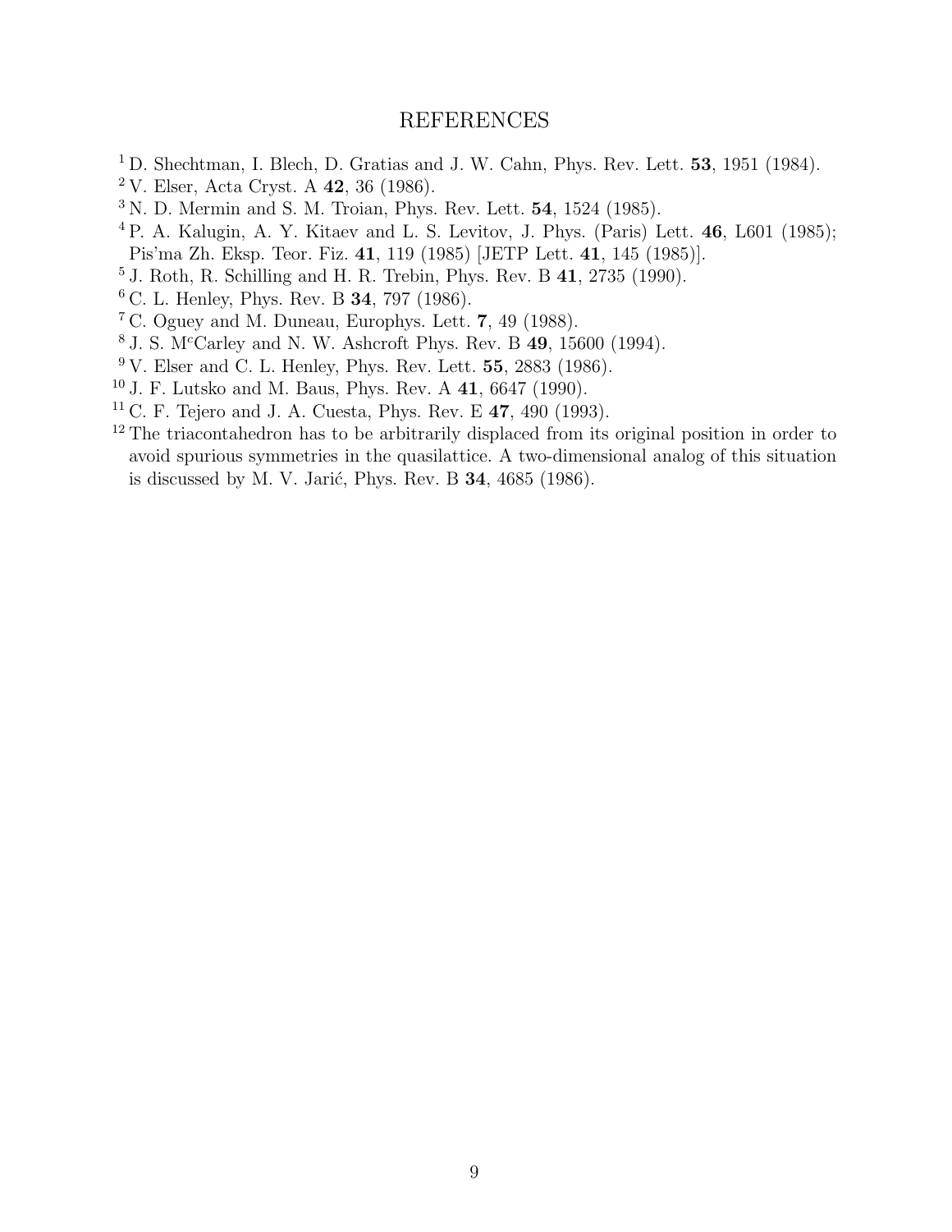# REFERENCES

[1] D. Shechtman, I. Blech, D. Gratias and J. W. Cahn, Phys. Rev. Lett. **53**, 1951 (1984).

[2] V. Elser, Acta Cryst. A **42**, 36 (1986).

[3] N. D. Mermin and S. M. Troian, Phys. Rev. Lett. **54**, 1524 (1985).

[4] P. A. Kalugin, A. Y. Kitaev and L. S. Levitov, J. Phys. (Paris) Lett. **46**, L601 (1985); Pis'ma Zh. Eksp. Teor. Fiz. **41**, 119 (1985) [JETP Lett. **41**, 145 (1985)].

[5] J. Roth, R. Schilling and H. R. Trebin, Phys. Rev. B **41**, 2735 (1990).

[6] C. L. Henley, Phys. Rev. B **34**, 797 (1986).

[7] C. Oguey and M. Duneau, Europhys. Lett. **7**, 49 (1988).

[8] J. S. M$^c$Carley and N. W. Ashcroft Phys. Rev. B **49**, 15600 (1994).

[9] V. Elser and C. L. Henley, Phys. Rev. Lett. **55**, 2883 (1986).

[10] J. F. Lutsko and M. Baus, Phys. Rev. A **41**, 6647 (1990).

[11] C. F. Tejero and J. A. Cuesta, Phys. Rev. E **47**, 490 (1993).

[12] The triacontahedron has to be arbitrarily displaced from its original position in order to avoid spurious symmetries in the quasilattice. A two-dimensional analog of this situation is discussed by M. V. Jarić, Phys. Rev. B **34**, 4685 (1986).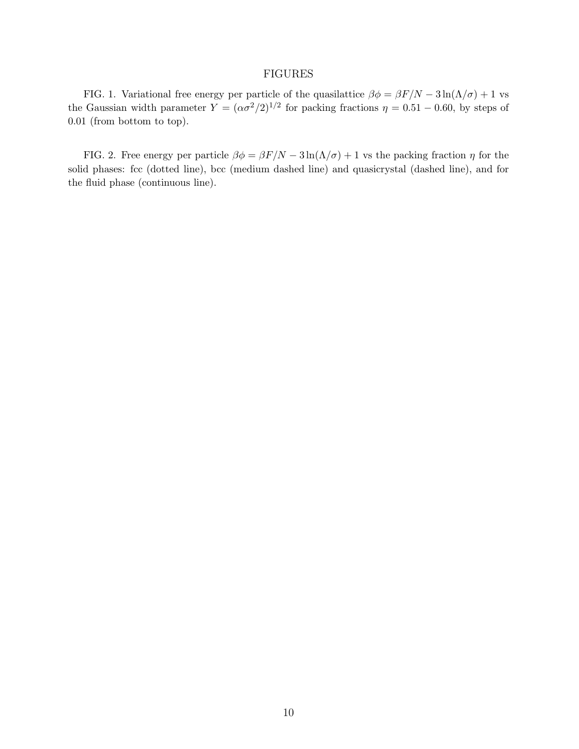# FIGURES

FIG. 1. Variational free energy per particle of the quasilattice $\beta\phi = \beta F/N - 3\ln(\Lambda/\sigma) + 1$ vs the Gaussian width parameter $Y = (\alpha\sigma^2/2)^{1/2}$ for packing fractions $\eta = 0.51 - 0.60$, by steps of 0.01 (from bottom to top).

FIG. 2. Free energy per particle $\beta\phi = \beta F/N - 3\ln(\Lambda/\sigma) + 1$ vs the packing fraction $\eta$ for the solid phases: fcc (dotted line), bcc (medium dashed line) and quasicrystal (dashed line), and for the fluid phase (continuous line).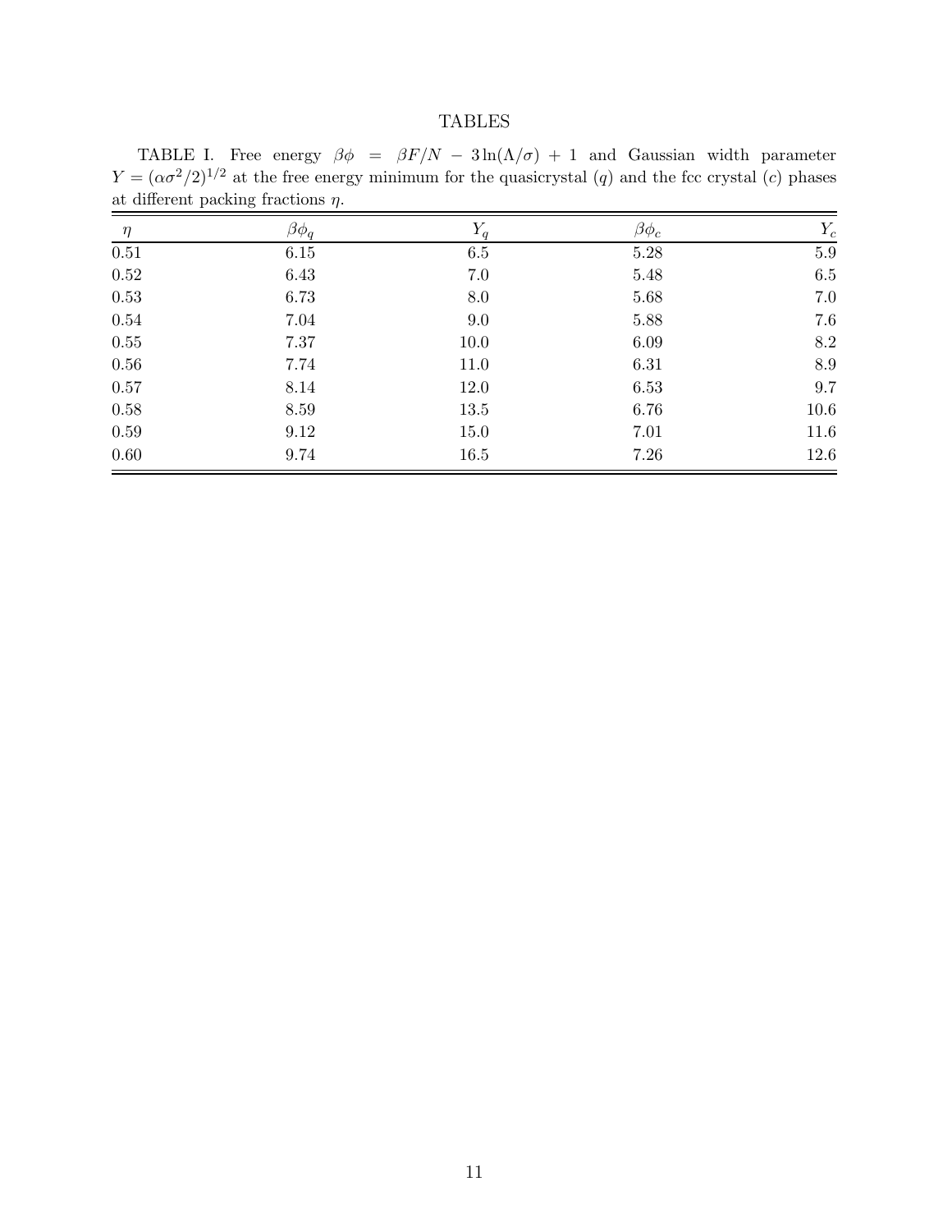# TABLES

TABLE I. Free energy $\beta\phi = \beta F/N - 3\ln(\Lambda/\sigma) + 1$ and Gaussian width parameter $Y = (\alpha\sigma^2/2)^{1/2}$ at the free energy minimum for the quasicrystal ($q$) and the fcc crystal ($c$) phases at different packing fractions $\eta$.

| $\eta$ | $\beta\phi_q$ | $Y_q$ | $\beta\phi_c$ | $Y_c$ |
|---|---|---|---|---|
| 0.51 | 6.15 | 6.5 | 5.28 | 5.9 |
| 0.52 | 6.43 | 7.0 | 5.48 | 6.5 |
| 0.53 | 6.73 | 8.0 | 5.68 | 7.0 |
| 0.54 | 7.04 | 9.0 | 5.88 | 7.6 |
| 0.55 | 7.37 | 10.0 | 6.09 | 8.2 |
| 0.56 | 7.74 | 11.0 | 6.31 | 8.9 |
| 0.57 | 8.14 | 12.0 | 6.53 | 9.7 |
| 0.58 | 8.59 | 13.5 | 6.76 | 10.6 |
| 0.59 | 9.12 | 15.0 | 7.01 | 11.6 |
| 0.60 | 9.74 | 16.5 | 7.26 | 12.6 |